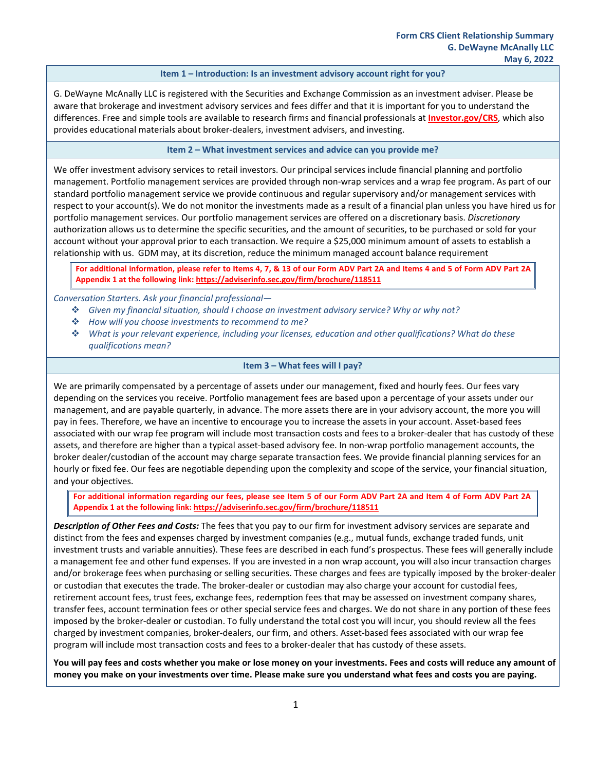Form CRS Client Relationship Summary
G. DeWayne McAnally LLC
May 6, 2022

## Item 1 – Introduction: Is an investment advisory account right for you?

G. DeWayne McAnally LLC is registered with the Securities and Exchange Commission as an investment adviser. Please be aware that brokerage and investment advisory services and fees differ and that it is important for you to understand the differences. Free and simple tools are available to research firms and financial professionals at [Investor.gov/CRS](https://www.investor.gov/CRS), which also provides educational materials about broker-dealers, investment advisers, and investing.

## Item 2 – What investment services and advice can you provide me?

We offer investment advisory services to retail investors. Our principal services include financial planning and portfolio management. Portfolio management services are provided through non-wrap services and a wrap fee program. As part of our standard portfolio management service we provide continuous and regular supervisory and/or management services with respect to your account(s). We do not monitor the investments made as a result of a financial plan unless you have hired us for portfolio management services. Our portfolio management services are offered on a discretionary basis. *Discretionary* authorization allows us to determine the specific securities, and the amount of securities, to be purchased or sold for your account without your approval prior to each transaction. We require a $25,000 minimum amount of assets to establish a relationship with us. GDM may, at its discretion, reduce the minimum managed account balance requirement

> **For additional information, please refer to Items 4, 7, & 13 of our Form ADV Part 2A and Items 4 and 5 of Form ADV Part 2A Appendix 1 at the following link: https://adviserinfo.sec.gov/firm/brochure/118511**

*Conversation Starters. Ask your financial professional—*

- *Given my financial situation, should I choose an investment advisory service? Why or why not?*
- *How will you choose investments to recommend to me?*
- *What is your relevant experience, including your licenses, education and other qualifications? What do these qualifications mean?*

## Item 3 – What fees will I pay?

We are primarily compensated by a percentage of assets under our management, fixed and hourly fees. Our fees vary depending on the services you receive. Portfolio management fees are based upon a percentage of your assets under our management, and are payable quarterly, in advance. The more assets there are in your advisory account, the more you will pay in fees. Therefore, we have an incentive to encourage you to increase the assets in your account. Asset-based fees associated with our wrap fee program will include most transaction costs and fees to a broker-dealer that has custody of these assets, and therefore are higher than a typical asset-based advisory fee. In non-wrap portfolio management accounts, the broker dealer/custodian of the account may charge separate transaction fees. We provide financial planning services for an hourly or fixed fee. Our fees are negotiable depending upon the complexity and scope of the service, your financial situation, and your objectives.

> **For additional information regarding our fees, please see Item 5 of our Form ADV Part 2A and Item 4 of Form ADV Part 2A Appendix 1 at the following link: https://adviserinfo.sec.gov/firm/brochure/118511**

***Description of Other Fees and Costs:*** The fees that you pay to our firm for investment advisory services are separate and distinct from the fees and expenses charged by investment companies (e.g., mutual funds, exchange traded funds, unit investment trusts and variable annuities). These fees are described in each fund's prospectus. These fees will generally include a management fee and other fund expenses. If you are invested in a non wrap account, you will also incur transaction charges and/or brokerage fees when purchasing or selling securities. These charges and fees are typically imposed by the broker-dealer or custodian that executes the trade. The broker-dealer or custodian may also charge your account for custodial fees, retirement account fees, trust fees, exchange fees, redemption fees that may be assessed on investment company shares, transfer fees, account termination fees or other special service fees and charges. We do not share in any portion of these fees imposed by the broker-dealer or custodian. To fully understand the total cost you will incur, you should review all the fees charged by investment companies, broker-dealers, our firm, and others. Asset-based fees associated with our wrap fee program will include most transaction costs and fees to a broker-dealer that has custody of these assets.

**You will pay fees and costs whether you make or lose money on your investments. Fees and costs will reduce any amount of money you make on your investments over time. Please make sure you understand what fees and costs you are paying.**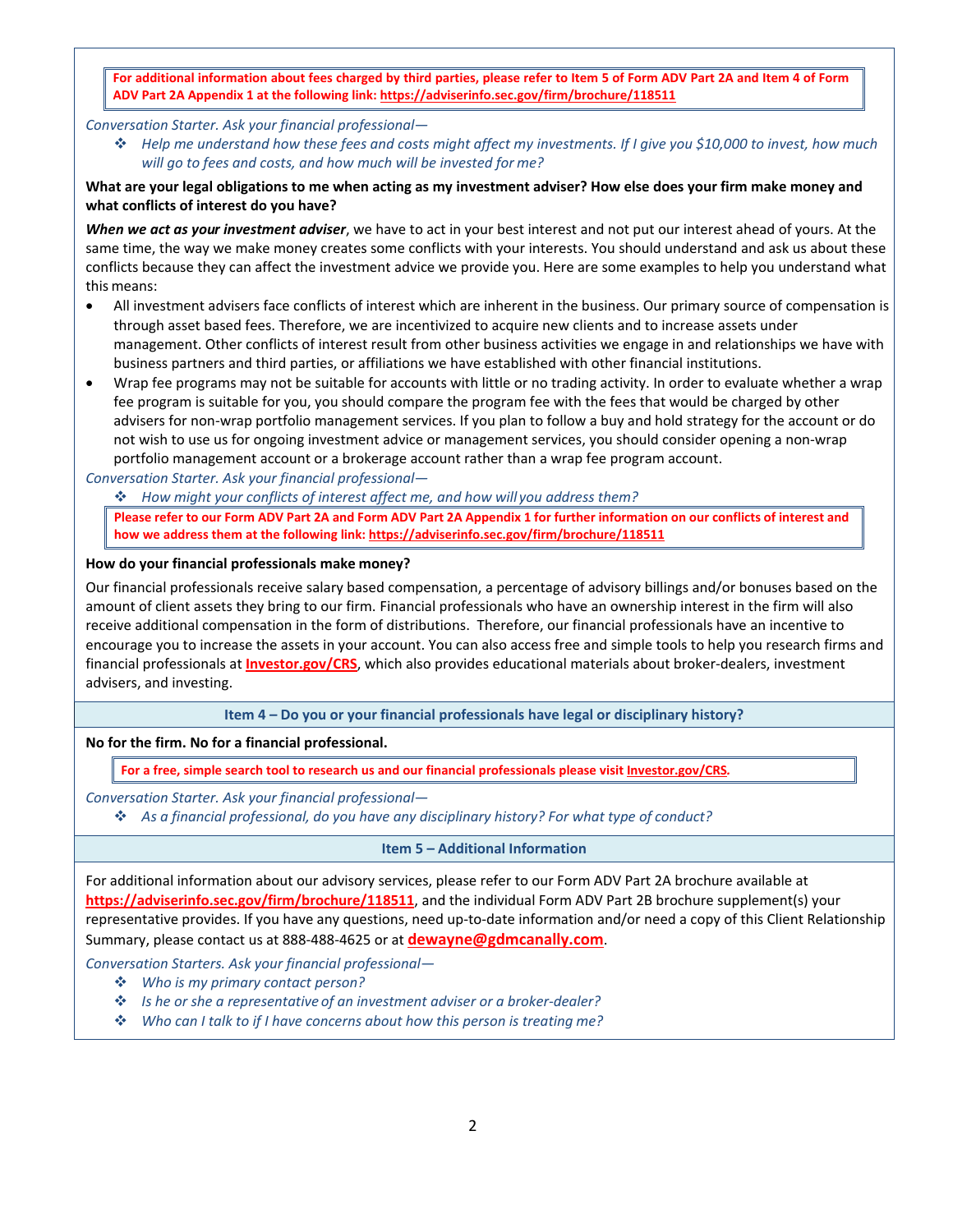**For additional information about fees charged by third parties, please refer to Item 5 of Form ADV Part 2A and Item 4 of Form ADV Part 2A Appendix 1 at the following link: https://adviserinfo.sec.gov/firm/brochure/118511**

*Conversation Starter. Ask your financial professional—*

- *Help me understand how these fees and costs might affect my investments. If I give you $10,000 to invest, how much will go to fees and costs, and how much will be invested for me?*

**What are your legal obligations to me when acting as my investment adviser? How else does your firm make money and what conflicts of interest do you have?**

***When we act as your investment adviser***, we have to act in your best interest and not put our interest ahead of yours. At the same time, the way we make money creates some conflicts with your interests. You should understand and ask us about these conflicts because they can affect the investment advice we provide you. Here are some examples to help you understand what this means:

- All investment advisers face conflicts of interest which are inherent in the business. Our primary source of compensation is through asset based fees. Therefore, we are incentivized to acquire new clients and to increase assets under management. Other conflicts of interest result from other business activities we engage in and relationships we have with business partners and third parties, or affiliations we have established with other financial institutions.
- Wrap fee programs may not be suitable for accounts with little or no trading activity. In order to evaluate whether a wrap fee program is suitable for you, you should compare the program fee with the fees that would be charged by other advisers for non-wrap portfolio management services. If you plan to follow a buy and hold strategy for the account or do not wish to use us for ongoing investment advice or management services, you should consider opening a non-wrap portfolio management account or a brokerage account rather than a wrap fee program account.

*Conversation Starter. Ask your financial professional—*

- *How might your conflicts of interest affect me, and how will you address them?*

**Please refer to our Form ADV Part 2A and Form ADV Part 2A Appendix 1 for further information on our conflicts of interest and how we address them at the following link: https://adviserinfo.sec.gov/firm/brochure/118511**

**How do your financial professionals make money?**

Our financial professionals receive salary based compensation, a percentage of advisory billings and/or bonuses based on the amount of client assets they bring to our firm. Financial professionals who have an ownership interest in the firm will also receive additional compensation in the form of distributions. Therefore, our financial professionals have an incentive to encourage you to increase the assets in your account. You can also access free and simple tools to help you research firms and financial professionals at **Investor.gov/CRS**, which also provides educational materials about broker-dealers, investment advisers, and investing.

## Item 4 – Do you or your financial professionals have legal or disciplinary history?

**No for the firm. No for a financial professional.**

**For a free, simple search tool to research us and our financial professionals please visit Investor.gov/CRS.**

*Conversation Starter. Ask your financial professional—*

- *As a financial professional, do you have any disciplinary history? For what type of conduct?*

## Item 5 – Additional Information

For additional information about our advisory services, please refer to our Form ADV Part 2A brochure available at **https://adviserinfo.sec.gov/firm/brochure/118511**, and the individual Form ADV Part 2B brochure supplement(s) your representative provides. If you have any questions, need up-to-date information and/or need a copy of this Client Relationship Summary, please contact us at 888-488-4625 or at **dewayne@gdmcanally.com**.

*Conversation Starters. Ask your financial professional—*

- *Who is my primary contact person?*
- *Is he or she a representative of an investment adviser or a broker-dealer?*
- *Who can I talk to if I have concerns about how this person is treating me?*